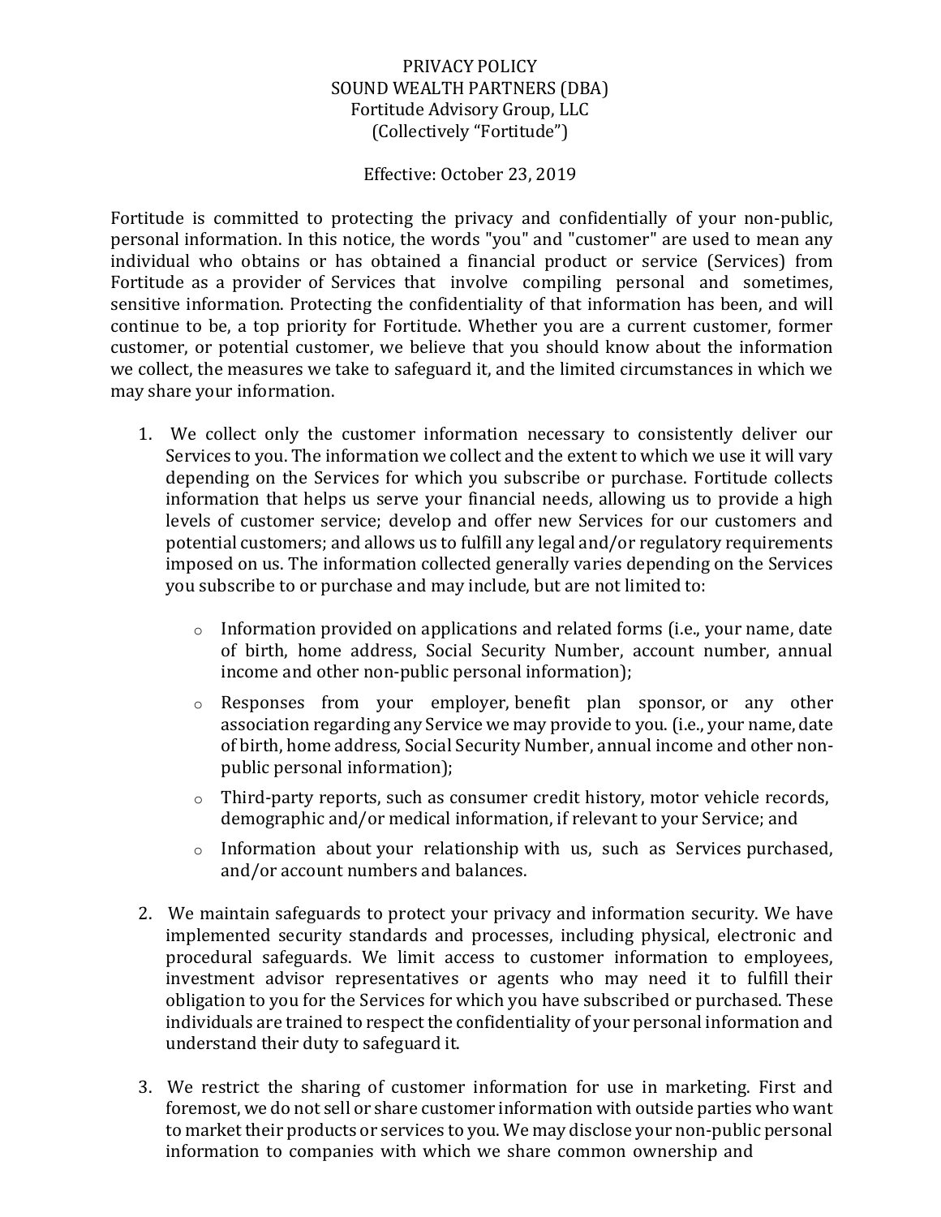# PRIVACY POLICY
## SOUND WEALTH PARTNERS (DBA)
## Fortitude Advisory Group, LLC
## (Collectively "Fortitude")

Effective: October 23, 2019

Fortitude is committed to protecting the privacy and confidentially of your non-public, personal information. In this notice, the words "you" and "customer" are used to mean any individual who obtains or has obtained a financial product or service (Services) from Fortitude as a provider of Services that involve compiling personal and sometimes, sensitive information. Protecting the confidentiality of that information has been, and will continue to be, a top priority for Fortitude. Whether you are a current customer, former customer, or potential customer, we believe that you should know about the information we collect, the measures we take to safeguard it, and the limited circumstances in which we may share your information.

1. We collect only the customer information necessary to consistently deliver our Services to you. The information we collect and the extent to which we use it will vary depending on the Services for which you subscribe or purchase. Fortitude collects information that helps us serve your financial needs, allowing us to provide a high levels of customer service; develop and offer new Services for our customers and potential customers; and allows us to fulfill any legal and/or regulatory requirements imposed on us. The information collected generally varies depending on the Services you subscribe to or purchase and may include, but are not limited to:

   - Information provided on applications and related forms (i.e., your name, date of birth, home address, Social Security Number, account number, annual income and other non-public personal information);
   - Responses from your employer, benefit plan sponsor, or any other association regarding any Service we may provide to you. (i.e., your name, date of birth, home address, Social Security Number, annual income and other non-public personal information);
   - Third-party reports, such as consumer credit history, motor vehicle records, demographic and/or medical information, if relevant to your Service; and
   - Information about your relationship with us, such as Services purchased, and/or account numbers and balances.

2. We maintain safeguards to protect your privacy and information security. We have implemented security standards and processes, including physical, electronic and procedural safeguards. We limit access to customer information to employees, investment advisor representatives or agents who may need it to fulfill their obligation to you for the Services for which you have subscribed or purchased. These individuals are trained to respect the confidentiality of your personal information and understand their duty to safeguard it.

3. We restrict the sharing of customer information for use in marketing. First and foremost, we do not sell or share customer information with outside parties who want to market their products or services to you. We may disclose your non-public personal information to companies with which we share common ownership and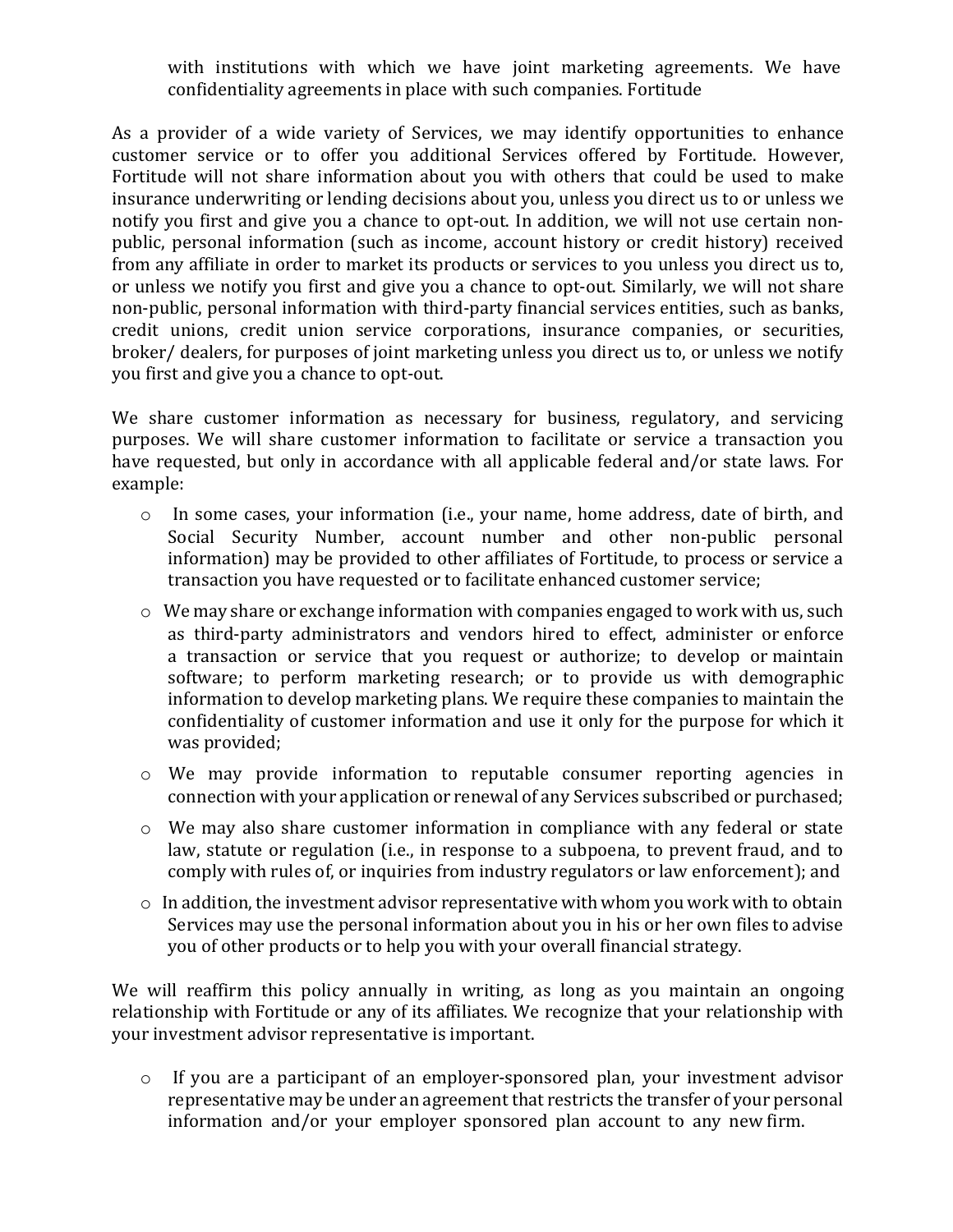with institutions with which we have joint marketing agreements. We have confidentiality agreements in place with such companies. Fortitude

As a provider of a wide variety of Services, we may identify opportunities to enhance customer service or to offer you additional Services offered by Fortitude. However, Fortitude will not share information about you with others that could be used to make insurance underwriting or lending decisions about you, unless you direct us to or unless we notify you first and give you a chance to opt-out. In addition, we will not use certain non-public, personal information (such as income, account history or credit history) received from any affiliate in order to market its products or services to you unless you direct us to, or unless we notify you first and give you a chance to opt-out. Similarly, we will not share non-public, personal information with third-party financial services entities, such as banks, credit unions, credit union service corporations, insurance companies, or securities, broker/ dealers, for purposes of joint marketing unless you direct us to, or unless we notify you first and give you a chance to opt-out.

We share customer information as necessary for business, regulatory, and servicing purposes. We will share customer information to facilitate or service a transaction you have requested, but only in accordance with all applicable federal and/or state laws. For example:

- In some cases, your information (i.e., your name, home address, date of birth, and Social Security Number, account number and other non-public personal information) may be provided to other affiliates of Fortitude, to process or service a transaction you have requested or to facilitate enhanced customer service;
- We may share or exchange information with companies engaged to work with us, such as third-party administrators and vendors hired to effect, administer or enforce a transaction or service that you request or authorize; to develop or maintain software; to perform marketing research; or to provide us with demographic information to develop marketing plans. We require these companies to maintain the confidentiality of customer information and use it only for the purpose for which it was provided;
- We may provide information to reputable consumer reporting agencies in connection with your application or renewal of any Services subscribed or purchased;
- We may also share customer information in compliance with any federal or state law, statute or regulation (i.e., in response to a subpoena, to prevent fraud, and to comply with rules of, or inquiries from industry regulators or law enforcement); and
- In addition, the investment advisor representative with whom you work with to obtain Services may use the personal information about you in his or her own files to advise you of other products or to help you with your overall financial strategy.

We will reaffirm this policy annually in writing, as long as you maintain an ongoing relationship with Fortitude or any of its affiliates. We recognize that your relationship with your investment advisor representative is important.

- If you are a participant of an employer-sponsored plan, your investment advisor representative may be under an agreement that restricts the transfer of your personal information and/or your employer sponsored plan account to any new firm.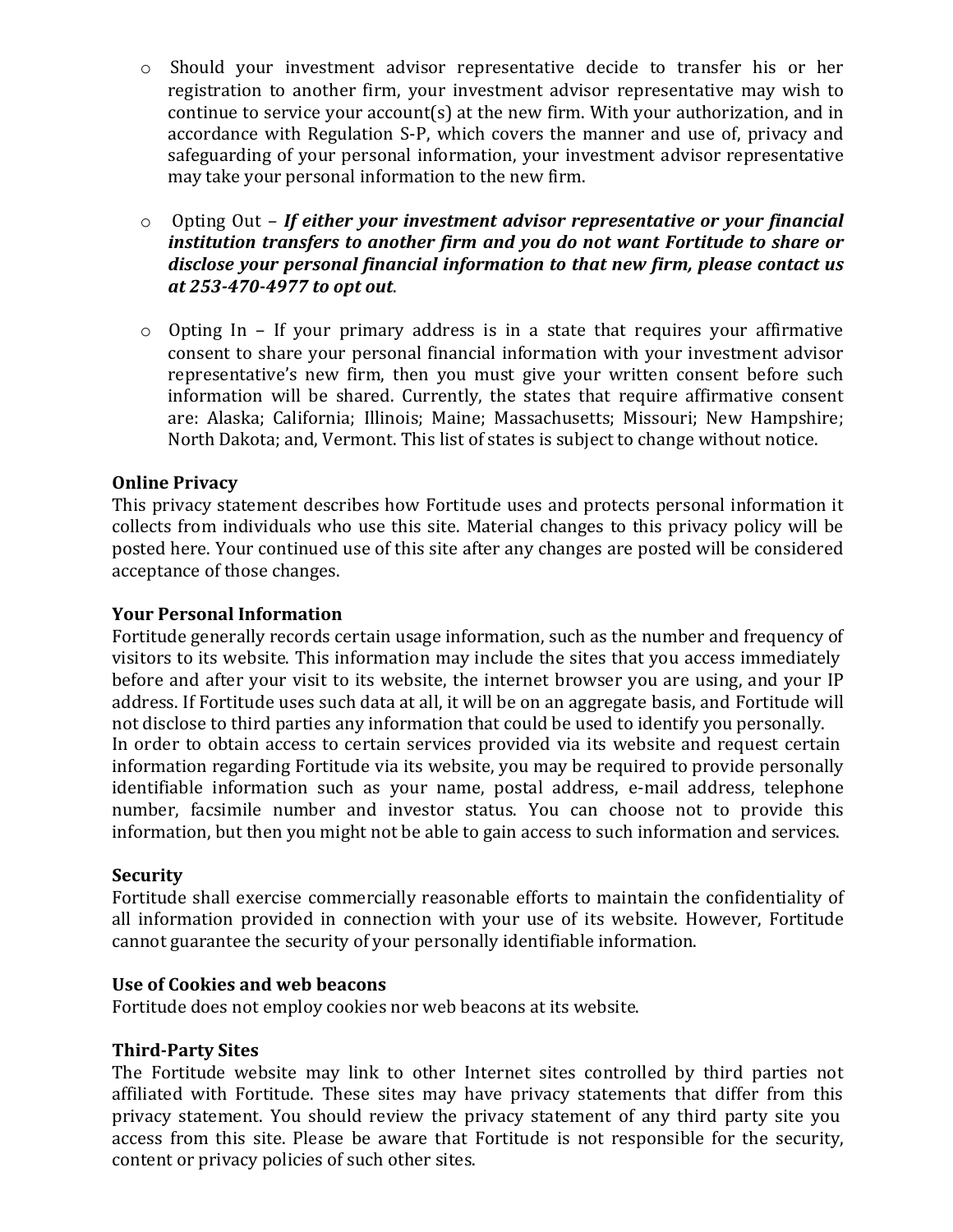- Should your investment advisor representative decide to transfer his or her registration to another firm, your investment advisor representative may wish to continue to service your account(s) at the new firm. With your authorization, and in accordance with Regulation S-P, which covers the manner and use of, privacy and safeguarding of your personal information, your investment advisor representative may take your personal information to the new firm.

- Opting Out – ***If either your investment advisor representative or your financial institution transfers to another firm and you do not want Fortitude to share or disclose your personal financial information to that new firm, please contact us at 253-470-4977 to opt out***.

- Opting In – If your primary address is in a state that requires your affirmative consent to share your personal financial information with your investment advisor representative's new firm, then you must give your written consent before such information will be shared. Currently, the states that require affirmative consent are: Alaska; California; Illinois; Maine; Massachusetts; Missouri; New Hampshire; North Dakota; and, Vermont. This list of states is subject to change without notice.

**Online Privacy**
This privacy statement describes how Fortitude uses and protects personal information it collects from individuals who use this site. Material changes to this privacy policy will be posted here. Your continued use of this site after any changes are posted will be considered acceptance of those changes.

**Your Personal Information**
Fortitude generally records certain usage information, such as the number and frequency of visitors to its website. This information may include the sites that you access immediately before and after your visit to its website, the internet browser you are using, and your IP address. If Fortitude uses such data at all, it will be on an aggregate basis, and Fortitude will not disclose to third parties any information that could be used to identify you personally.
In order to obtain access to certain services provided via its website and request certain information regarding Fortitude via its website, you may be required to provide personally identifiable information such as your name, postal address, e-mail address, telephone number, facsimile number and investor status. You can choose not to provide this information, but then you might not be able to gain access to such information and services.

**Security**
Fortitude shall exercise commercially reasonable efforts to maintain the confidentiality of all information provided in connection with your use of its website. However, Fortitude cannot guarantee the security of your personally identifiable information.

**Use of Cookies and web beacons**
Fortitude does not employ cookies nor web beacons at its website.

**Third-Party Sites**
The Fortitude website may link to other Internet sites controlled by third parties not affiliated with Fortitude. These sites may have privacy statements that differ from this privacy statement. You should review the privacy statement of any third party site you access from this site. Please be aware that Fortitude is not responsible for the security, content or privacy policies of such other sites.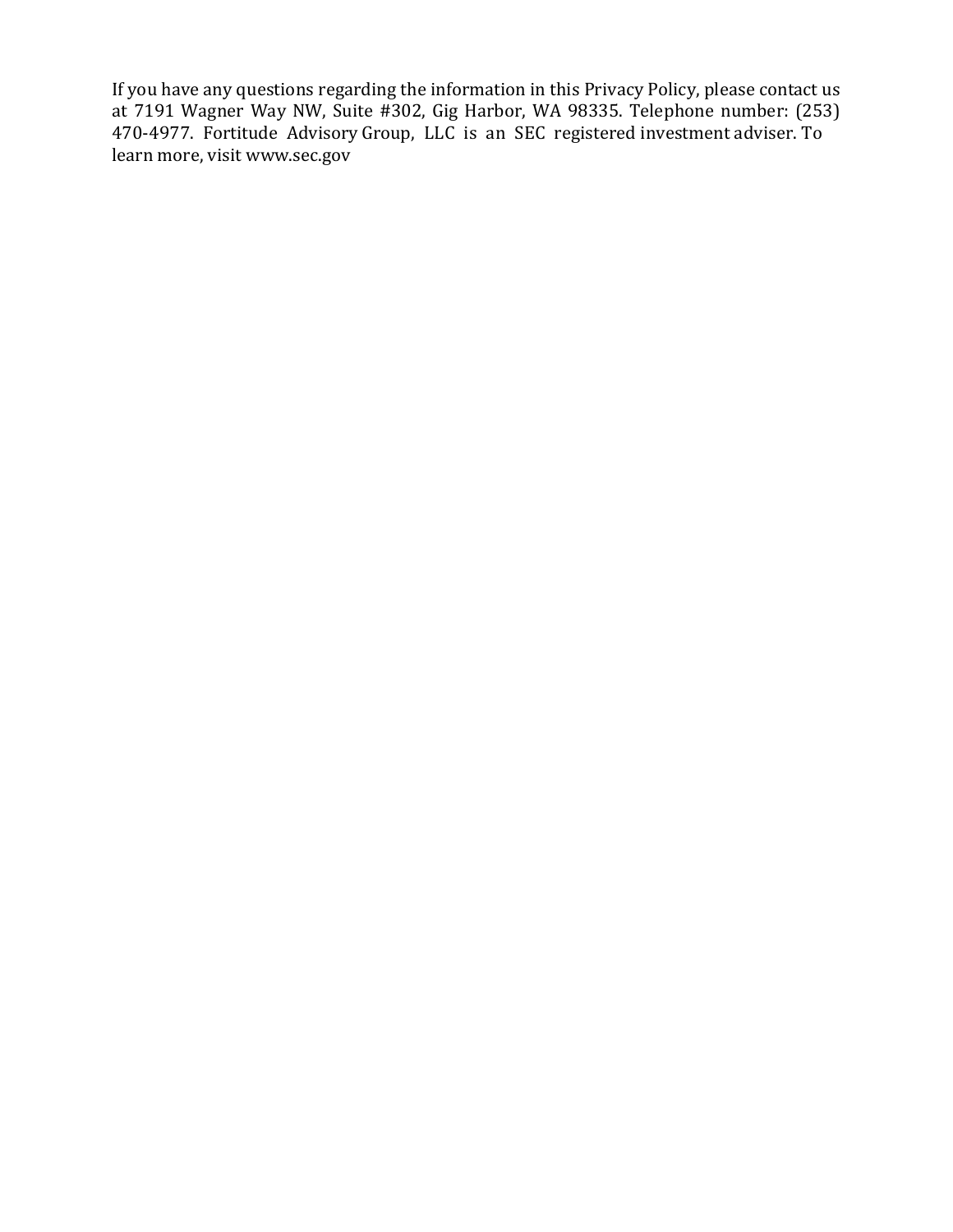If you have any questions regarding the information in this Privacy Policy, please contact us at 7191 Wagner Way NW, Suite #302, Gig Harbor, WA 98335. Telephone number: (253) 470-4977. Fortitude Advisory Group, LLC is an SEC registered investment adviser. To learn more, visit www.sec.gov